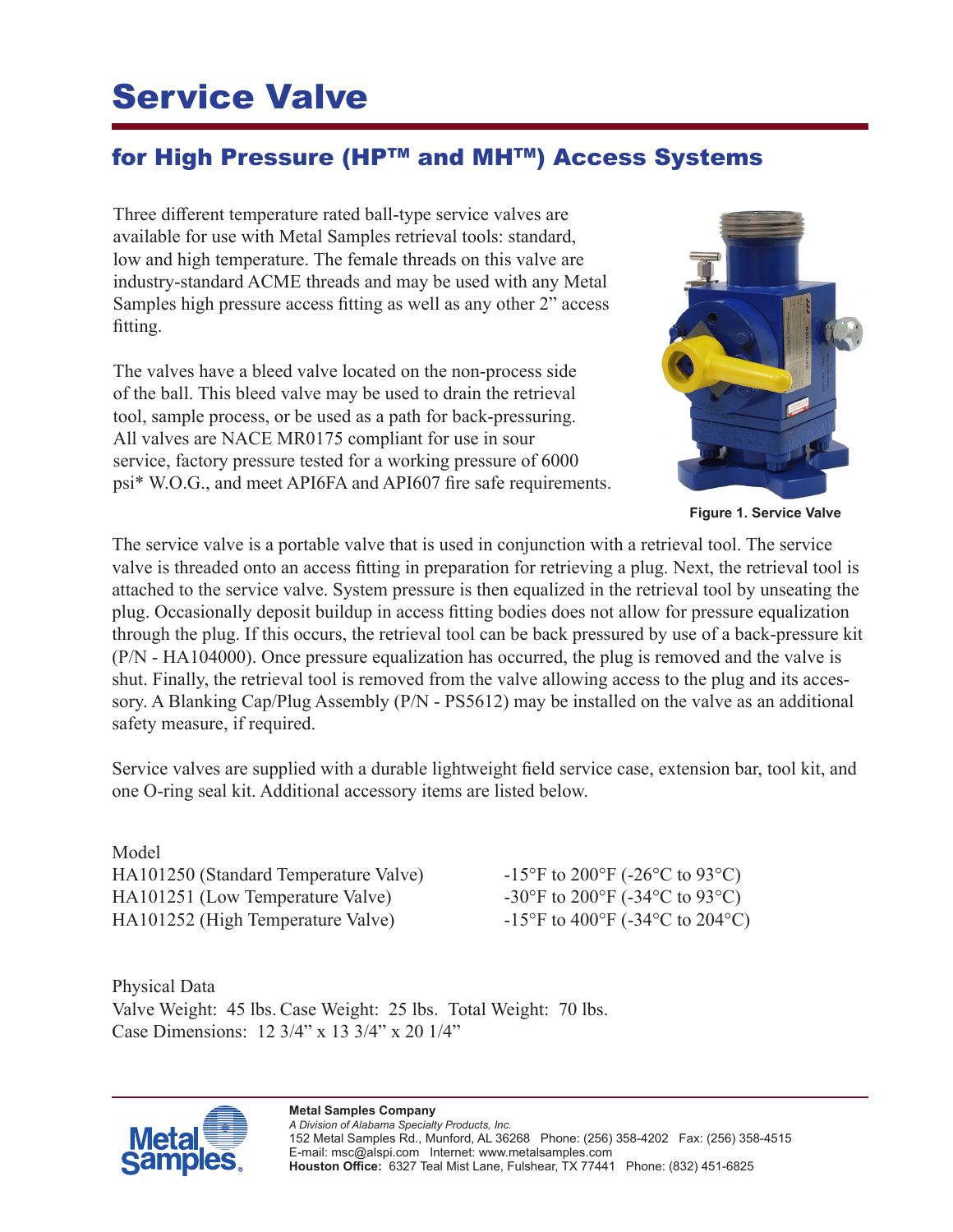# Service Valve

## for High Pressure (HP™ and MH™) Access Systems

Three different temperature rated ball-type service valves are available for use with Metal Samples retrieval tools: standard, low and high temperature. The female threads on this valve are industry-standard ACME threads and may be used with any Metal Samples high pressure access fitting as well as any other 2" access fitting.

The valves have a bleed valve located on the non-process side of the ball. This bleed valve may be used to drain the retrieval tool, sample process, or be used as a path for back-pressuring. All valves are NACE MR0175 compliant for use in sour service, factory pressure tested for a working pressure of 6000 psi* W.O.G., and meet API6FA and API607 fire safe requirements.

**Figure 1. Service Valve**

The service valve is a portable valve that is used in conjunction with a retrieval tool. The service valve is threaded onto an access fitting in preparation for retrieving a plug. Next, the retrieval tool is attached to the service valve. System pressure is then equalized in the retrieval tool by unseating the plug. Occasionally deposit buildup in access fitting bodies does not allow for pressure equalization through the plug. If this occurs, the retrieval tool can be back pressured by use of a back-pressure kit (P/N - HA104000). Once pressure equalization has occurred, the plug is removed and the valve is shut. Finally, the retrieval tool is removed from the valve allowing access to the plug and its accessory. A Blanking Cap/Plug Assembly (P/N - PS5612) may be installed on the valve as an additional safety measure, if required.

Service valves are supplied with a durable lightweight field service case, extension bar, tool kit, and one O-ring seal kit. Additional accessory items are listed below.

| Model | |
|---|---|
| HA101250 (Standard Temperature Valve) | -15°F to 200°F (-26°C to 93°C) |
| HA101251 (Low Temperature Valve) | -30°F to 200°F (-34°C to 93°C) |
| HA101252 (High Temperature Valve) | -15°F to 400°F (-34°C to 204°C) |

Physical Data
Valve Weight: 45 lbs. Case Weight: 25 lbs. Total Weight: 70 lbs.
Case Dimensions: 12 3/4" x 13 3/4" x 20 1/4"

**Metal Samples Company**
*A Division of Alabama Specialty Products, Inc.*
152 Metal Samples Rd., Munford, AL 36268 Phone: (256) 358-4202 Fax: (256) 358-4515
E-mail: msc@alspi.com Internet: www.metalsamples.com
**Houston Office:** 6327 Teal Mist Lane, Fulshear, TX 77441 Phone: (832) 451-6825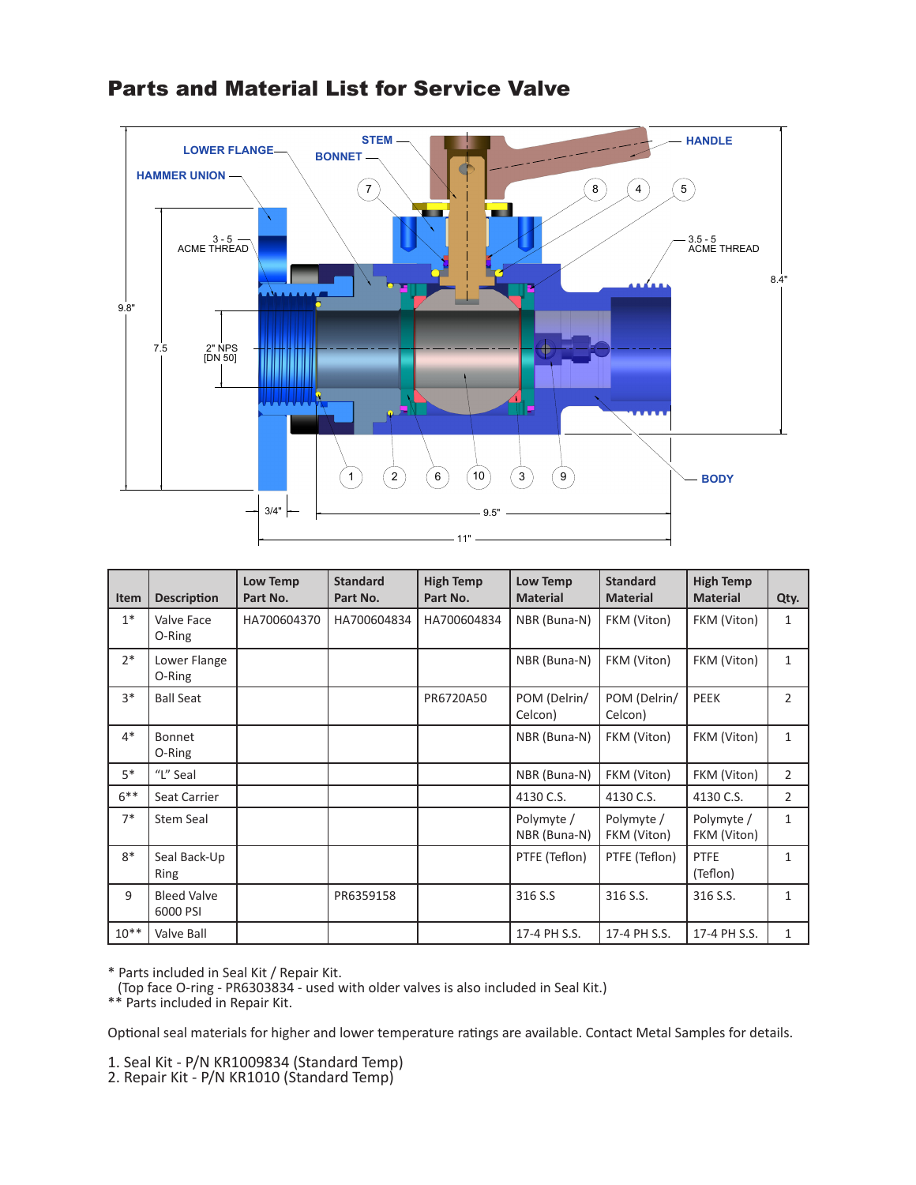# Parts and Material List for Service Valve

LOWER FLANGE
HAMMER UNION
STEM
BONNET
HANDLE
3 - 5
ACME THREAD
3.5 - 5
ACME THREAD
2" NPS
[DN 50]
9.8"
7.5
8.4"
3/4"
9.5"
11"
BODY
1 2 3 4 5 6 7 8 9 10

| Item | Description | Low Temp Part No. | Standard Part No. | High Temp Part No. | Low Temp Material | Standard Material | High Temp Material | Qty. |
|---|---|---|---|---|---|---|---|---|
| 1* | Valve Face O-Ring | HA700604370 | HA700604834 | HA700604834 | NBR (Buna-N) | FKM (Viton) | FKM (Viton) | 1 |
| 2* | Lower Flange O-Ring | | | | NBR (Buna-N) | FKM (Viton) | FKM (Viton) | 1 |
| 3* | Ball Seat | | | PR6720A50 | POM (Delrin/ Celcon) | POM (Delrin/ Celcon) | PEEK | 2 |
| 4* | Bonnet O-Ring | | | | NBR (Buna-N) | FKM (Viton) | FKM (Viton) | 1 |
| 5* | "L" Seal | | | | NBR (Buna-N) | FKM (Viton) | FKM (Viton) | 2 |
| 6** | Seat Carrier | | | | 4130 C.S. | 4130 C.S. | 4130 C.S. | 2 |
| 7* | Stem Seal | | | | Polymyte / NBR (Buna-N) | Polymyte / FKM (Viton) | Polymyte / FKM (Viton) | 1 |
| 8* | Seal Back-Up Ring | | | | PTFE (Teflon) | PTFE (Teflon) | PTFE (Teflon) | 1 |
| 9 | Bleed Valve 6000 PSI | | PR6359158 | | 316 S.S | 316 S.S. | 316 S.S. | 1 |
| 10** | Valve Ball | | | | 17-4 PH S.S. | 17-4 PH S.S. | 17-4 PH S.S. | 1 |

\* Parts included in Seal Kit / Repair Kit.
(Top face O-ring - PR6303834 - used with older valves is also included in Seal Kit.)
\*\* Parts included in Repair Kit.

Optional seal materials for higher and lower temperature ratings are available. Contact Metal Samples for details.

1. Seal Kit - P/N KR1009834 (Standard Temp)
2. Repair Kit - P/N KR1010 (Standard Temp)